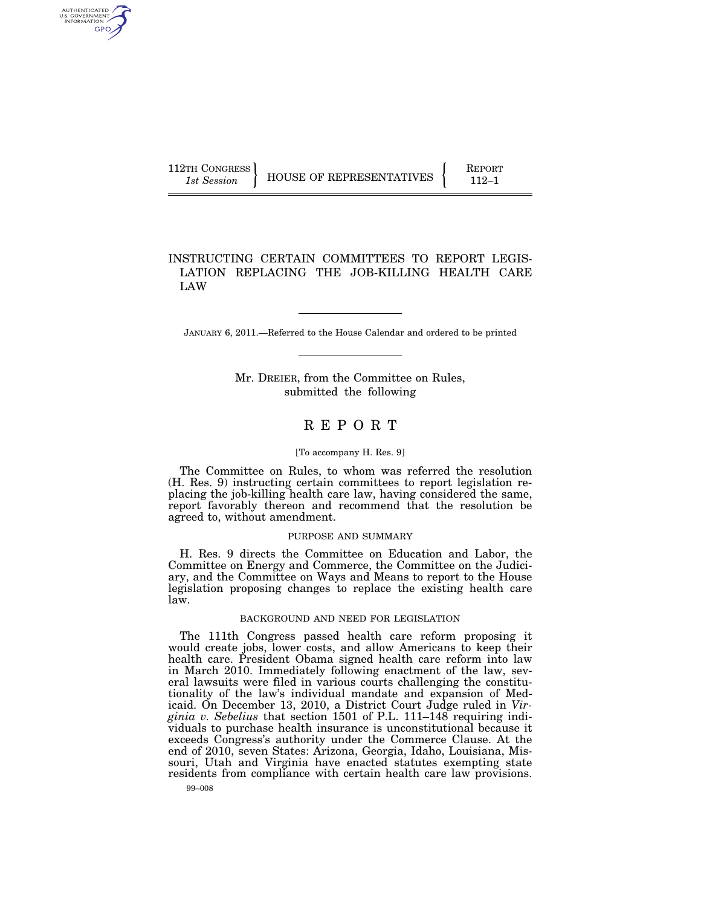112TH CONGRESS
*1st Session*

HOUSE OF REPRESENTATIVES

REPORT
112–1

# INSTRUCTING CERTAIN COMMITTEES TO REPORT LEGISLATION REPLACING THE JOB-KILLING HEALTH CARE LAW

JANUARY 6, 2011.—Referred to the House Calendar and ordered to be printed

Mr. DREIER, from the Committee on Rules, submitted the following

## REPORT

[To accompany H. Res. 9]

The Committee on Rules, to whom was referred the resolution (H. Res. 9) instructing certain committees to report legislation replacing the job-killing health care law, having considered the same, report favorably thereon and recommend that the resolution be agreed to, without amendment.

### PURPOSE AND SUMMARY

H. Res. 9 directs the Committee on Education and Labor, the Committee on Energy and Commerce, the Committee on the Judiciary, and the Committee on Ways and Means to report to the House legislation proposing changes to replace the existing health care law.

### BACKGROUND AND NEED FOR LEGISLATION

The 111th Congress passed health care reform proposing it would create jobs, lower costs, and allow Americans to keep their health care. President Obama signed health care reform into law in March 2010. Immediately following enactment of the law, several lawsuits were filed in various courts challenging the constitutionality of the law's individual mandate and expansion of Medicaid. On December 13, 2010, a District Court Judge ruled in *Virginia v. Sebelius* that section 1501 of P.L. 111–148 requiring individuals to purchase health insurance is unconstitutional because it exceeds Congress's authority under the Commerce Clause. At the end of 2010, seven States: Arizona, Georgia, Idaho, Louisiana, Missouri, Utah and Virginia have enacted statutes exempting state residents from compliance with certain health care law provisions.

99–008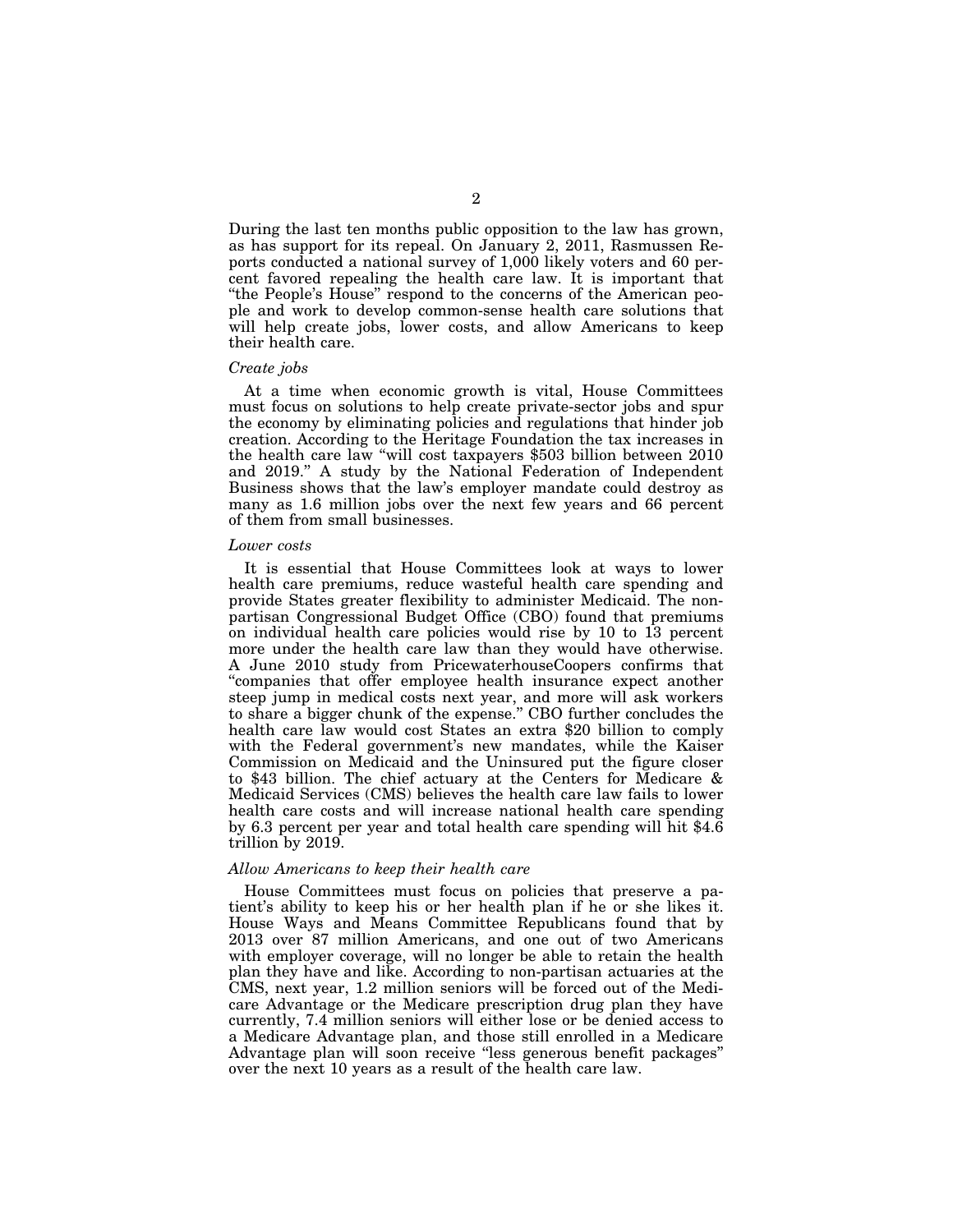During the last ten months public opposition to the law has grown, as has support for its repeal. On January 2, 2011, Rasmussen Reports conducted a national survey of 1,000 likely voters and 60 percent favored repealing the health care law. It is important that "the People's House" respond to the concerns of the American people and work to develop common-sense health care solutions that will help create jobs, lower costs, and allow Americans to keep their health care.

*Create jobs*

At a time when economic growth is vital, House Committees must focus on solutions to help create private-sector jobs and spur the economy by eliminating policies and regulations that hinder job creation. According to the Heritage Foundation the tax increases in the health care law "will cost taxpayers $503 billion between 2010 and 2019." A study by the National Federation of Independent Business shows that the law's employer mandate could destroy as many as 1.6 million jobs over the next few years and 66 percent of them from small businesses.

*Lower costs*

It is essential that House Committees look at ways to lower health care premiums, reduce wasteful health care spending and provide States greater flexibility to administer Medicaid. The non-partisan Congressional Budget Office (CBO) found that premiums on individual health care policies would rise by 10 to 13 percent more under the health care law than they would have otherwise. A June 2010 study from PricewaterhouseCoopers confirms that "companies that offer employee health insurance expect another steep jump in medical costs next year, and more will ask workers to share a bigger chunk of the expense." CBO further concludes the health care law would cost States an extra $20 billion to comply with the Federal government's new mandates, while the Kaiser Commission on Medicaid and the Uninsured put the figure closer to $43 billion. The chief actuary at the Centers for Medicare & Medicaid Services (CMS) believes the health care law fails to lower health care costs and will increase national health care spending by 6.3 percent per year and total health care spending will hit $4.6 trillion by 2019.

*Allow Americans to keep their health care*

House Committees must focus on policies that preserve a patient's ability to keep his or her health plan if he or she likes it. House Ways and Means Committee Republicans found that by 2013 over 87 million Americans, and one out of two Americans with employer coverage, will no longer be able to retain the health plan they have and like. According to non-partisan actuaries at the CMS, next year, 1.2 million seniors will be forced out of the Medicare Advantage or the Medicare prescription drug plan they have currently, 7.4 million seniors will either lose or be denied access to a Medicare Advantage plan, and those still enrolled in a Medicare Advantage plan will soon receive "less generous benefit packages" over the next 10 years as a result of the health care law.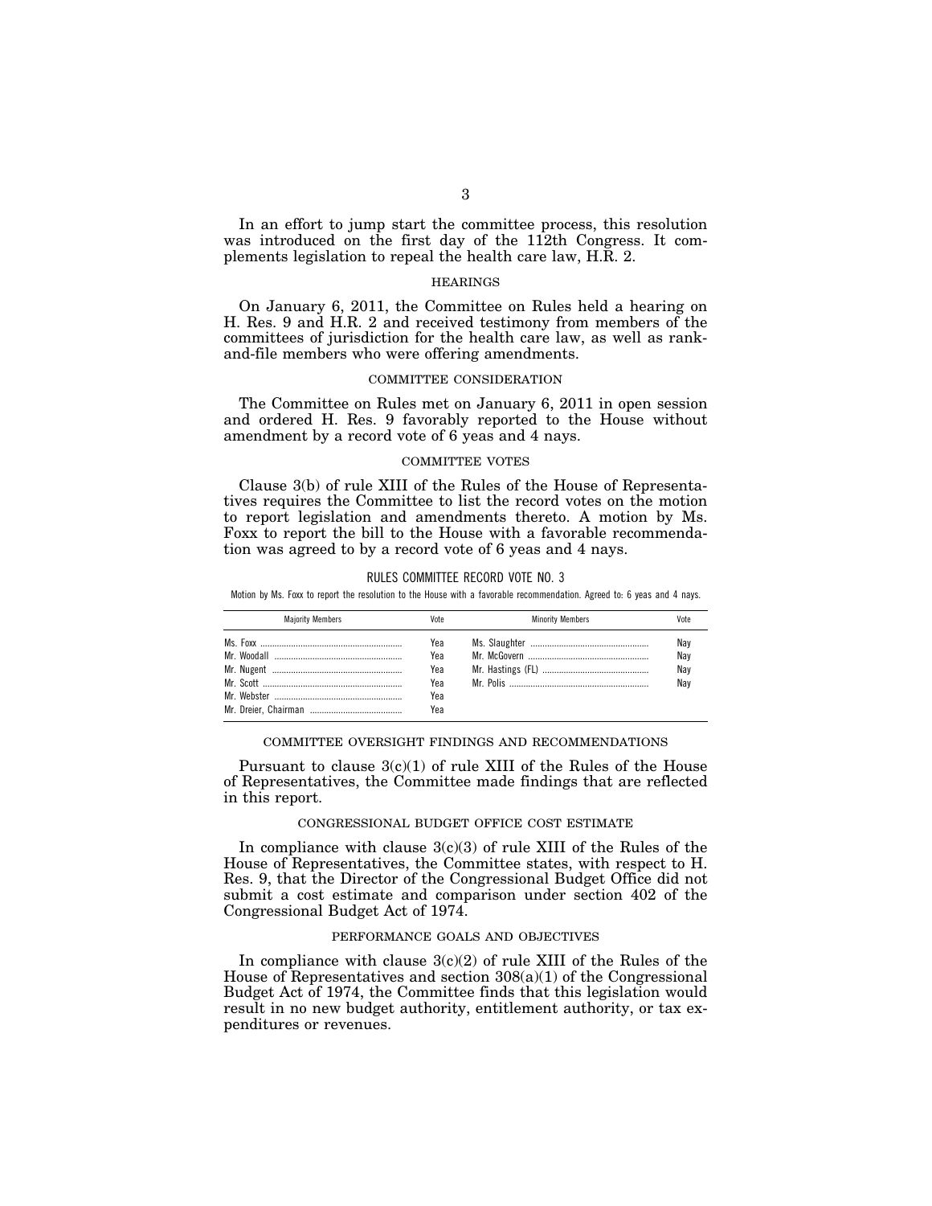In an effort to jump start the committee process, this resolution was introduced on the first day of the 112th Congress. It complements legislation to repeal the health care law, H.R. 2.

## HEARINGS

On January 6, 2011, the Committee on Rules held a hearing on H. Res. 9 and H.R. 2 and received testimony from members of the committees of jurisdiction for the health care law, as well as rank-and-file members who were offering amendments.

## COMMITTEE CONSIDERATION

The Committee on Rules met on January 6, 2011 in open session and ordered H. Res. 9 favorably reported to the House without amendment by a record vote of 6 yeas and 4 nays.

## COMMITTEE VOTES

Clause 3(b) of rule XIII of the Rules of the House of Representatives requires the Committee to list the record votes on the motion to report legislation and amendments thereto. A motion by Ms. Foxx to report the bill to the House with a favorable recommendation was agreed to by a record vote of 6 yeas and 4 nays.

RULES COMMITTEE RECORD VOTE NO. 3

Motion by Ms. Foxx to report the resolution to the House with a favorable recommendation. Agreed to: 6 yeas and 4 nays.

| Majority Members | Vote | Minority Members | Vote |
|---|---|---|---|
| Ms. Foxx | Yea | Ms. Slaughter | Nay |
| Mr. Woodall | Yea | Mr. McGovern | Nay |
| Mr. Nugent | Yea | Mr. Hastings (FL) | Nay |
| Mr. Scott | Yea | Mr. Polis | Nay |
| Mr. Webster | Yea | | |
| Mr. Dreier, Chairman | Yea | | |

## COMMITTEE OVERSIGHT FINDINGS AND RECOMMENDATIONS

Pursuant to clause 3(c)(1) of rule XIII of the Rules of the House of Representatives, the Committee made findings that are reflected in this report.

## CONGRESSIONAL BUDGET OFFICE COST ESTIMATE

In compliance with clause 3(c)(3) of rule XIII of the Rules of the House of Representatives, the Committee states, with respect to H. Res. 9, that the Director of the Congressional Budget Office did not submit a cost estimate and comparison under section 402 of the Congressional Budget Act of 1974.

## PERFORMANCE GOALS AND OBJECTIVES

In compliance with clause 3(c)(2) of rule XIII of the Rules of the House of Representatives and section 308(a)(1) of the Congressional Budget Act of 1974, the Committee finds that this legislation would result in no new budget authority, entitlement authority, or tax expenditures or revenues.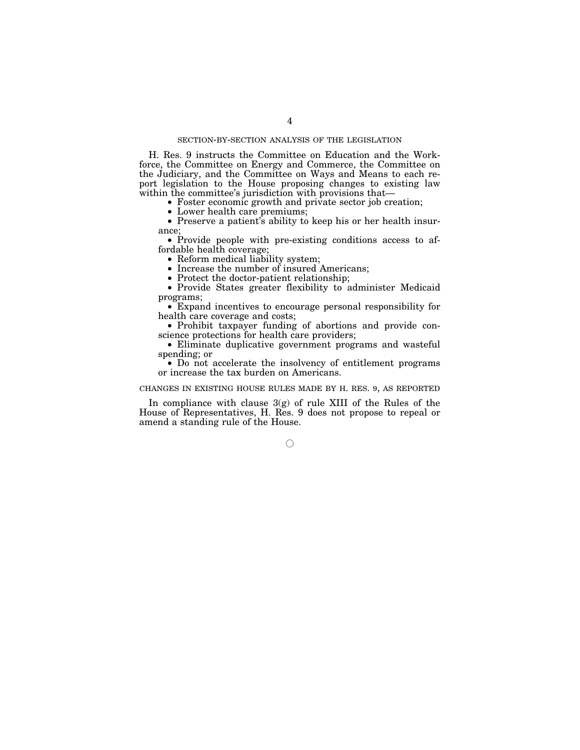## SECTION-BY-SECTION ANALYSIS OF THE LEGISLATION

H. Res. 9 instructs the Committee on Education and the Workforce, the Committee on Energy and Commerce, the Committee on the Judiciary, and the Committee on Ways and Means to each report legislation to the House proposing changes to existing law within the committee's jurisdiction with provisions that—

- Foster economic growth and private sector job creation;
- Lower health care premiums;
- Preserve a patient's ability to keep his or her health insurance;
- Provide people with pre-existing conditions access to affordable health coverage;
- Reform medical liability system;
- Increase the number of insured Americans;
- Protect the doctor-patient relationship;
- Provide States greater flexibility to administer Medicaid programs;
- Expand incentives to encourage personal responsibility for health care coverage and costs;
- Prohibit taxpayer funding of abortions and provide conscience protections for health care providers;
- Eliminate duplicative government programs and wasteful spending; or
- Do not accelerate the insolvency of entitlement programs or increase the tax burden on Americans.

## CHANGES IN EXISTING HOUSE RULES MADE BY H. RES. 9, AS REPORTED

In compliance with clause 3(g) of rule XIII of the Rules of the House of Representatives, H. Res. 9 does not propose to repeal or amend a standing rule of the House.

○